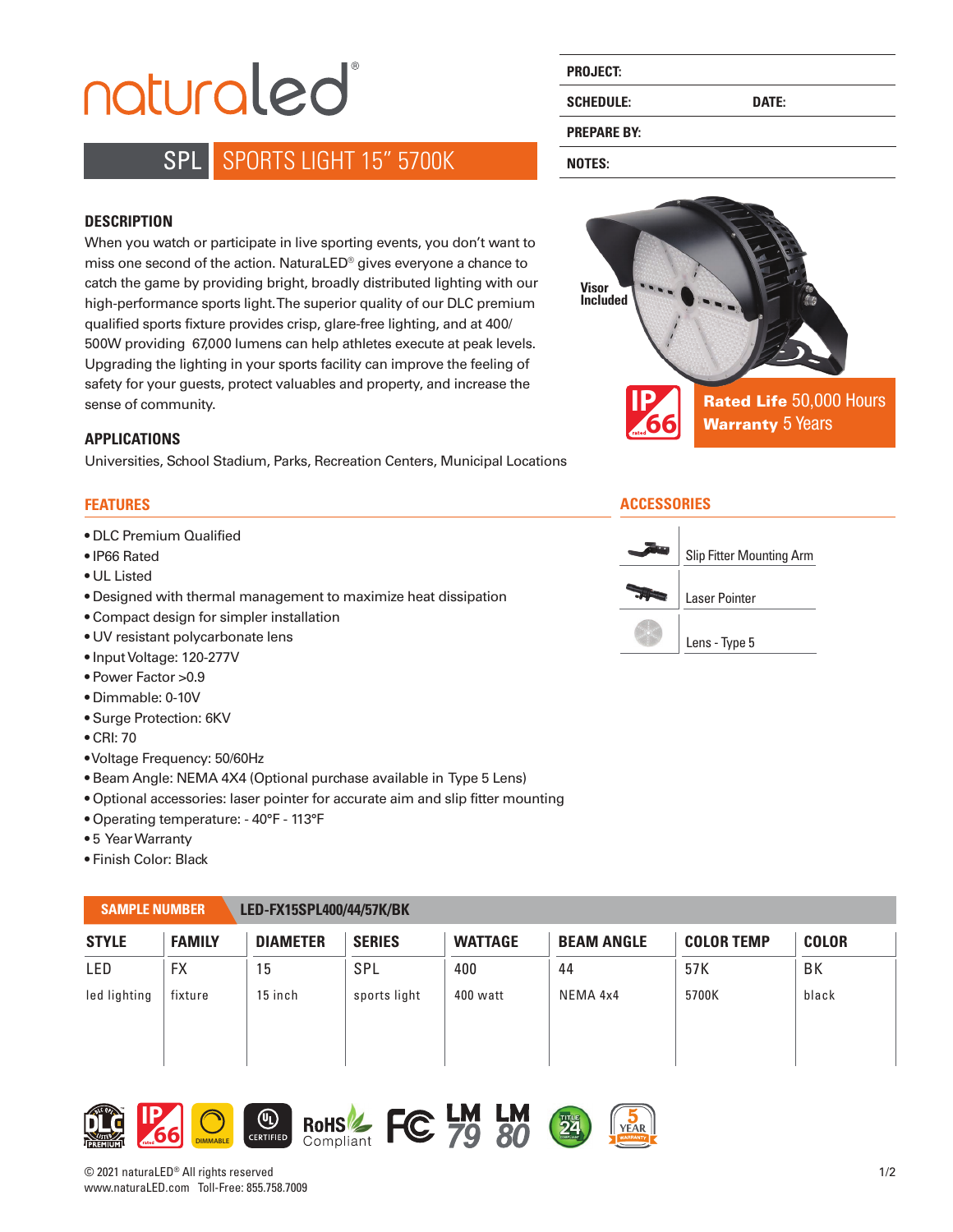# naturaled®

## SPL SPORTS LIGHT 15" 5700K

| PROJECT: | |
|---|---|
| SCHEDULE: | DATE: |
| PREPARE BY: | |
| NOTES: | |

### DESCRIPTION

When you watch or participate in live sporting events, you don't want to miss one second of the action. NaturaLED® gives everyone a chance to catch the game by providing bright, broadly distributed lighting with our high-performance sports light. The superior quality of our DLC premium qualified sports fixture provides crisp, glare-free lighting, and at 400/500W providing 67,000 lumens can help athletes execute at peak levels. Upgrading the lighting in your sports facility can improve the feeling of safety for your guests, protect valuables and property, and increase the sense of community.

### APPLICATIONS

Universities, School Stadium, Parks, Recreation Centers, Municipal Locations

Visor Included

IP66 rated

**Rated Life** 50,000 Hours
**Warranty** 5 Years

### FEATURES

- DLC Premium Qualified
- IP66 Rated
- UL Listed
- Designed with thermal management to maximize heat dissipation
- Compact design for simpler installation
- UV resistant polycarbonate lens
- Input Voltage: 120-277V
- Power Factor >0.9
- Dimmable: 0-10V
- Surge Protection: 6KV
- CRI: 70
- Voltage Frequency: 50/60Hz
- Beam Angle: NEMA 4X4 (Optional purchase available in Type 5 Lens)
- Optional accessories: laser pointer for accurate aim and slip fitter mounting
- Operating temperature: - 40°F - 113°F
- 5 Year Warranty
- Finish Color: Black

### ACCESSORIES

- Slip Fitter Mounting Arm
- Laser Pointer
- Lens - Type 5

**SAMPLE NUMBER** LED-FX15SPL400/44/57K/BK

| STYLE | FAMILY | DIAMETER | SERIES | WATTAGE | BEAM ANGLE | COLOR TEMP | COLOR |
|---|---|---|---|---|---|---|---|
| LED | FX | 15 | SPL | 400 | 44 | 57K | BK |
| led lighting | fixture | 15 inch | sports light | 400 watt | NEMA 4x4 | 5700K | black |

DLC Premium · IP66 rated · DIMMABLE · UL CERTIFIED · RoHS Compliant · FC · LM 79 · LM 80 · TITLE 24 · 5 YEAR WARRANTY

© 2021 naturaLED® All rights reserved
www.naturaLED.com Toll-Free: 855.758.7009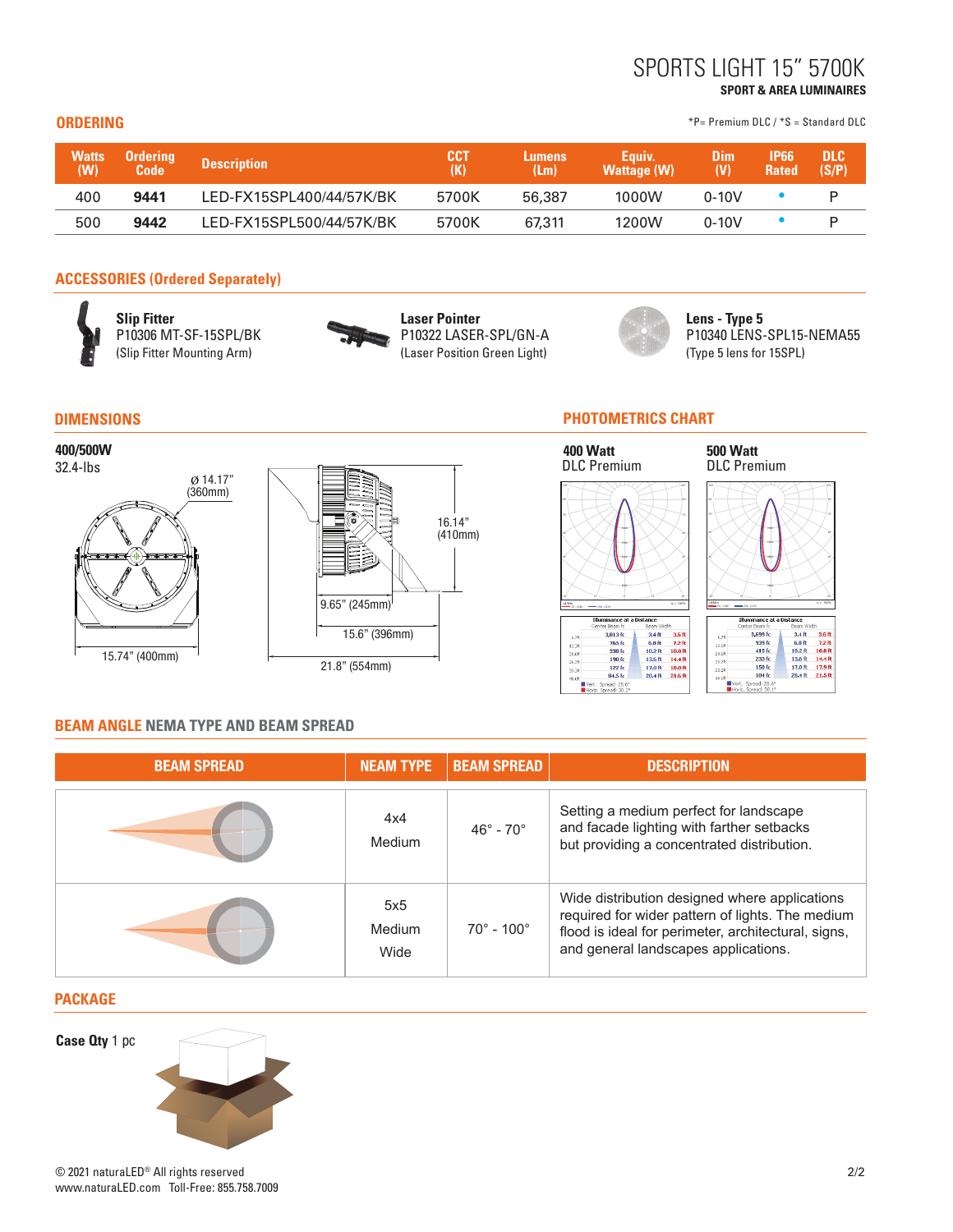# SPORTS LIGHT 15" 5700K

**SPORT & AREA LUMINAIRES**

## ORDERING

*P= Premium DLC / *S = Standard DLC

| Watts (W) | Ordering Code | Description | CCT (K) | Lumens (Lm) | Equiv. Wattage (W) | Dim (V) | IP66 Rated | DLC (S/P) |
|---|---|---|---|---|---|---|---|---|
| 400 | **9441** | LED-FX15SPL400/44/57K/BK | 5700K | 56,387 | 1000W | 0-10V | • | P |
| 500 | **9442** | LED-FX15SPL500/44/57K/BK | 5700K | 67,311 | 1200W | 0-10V | • | P |

## ACCESSORIES (Ordered Separately)

**Slip Fitter**
P10306 MT-SF-15SPL/BK
(Slip Fitter Mounting Arm)

**Laser Pointer**
P10322 LASER-SPL/GN-A
(Laser Position Green Light)

**Lens - Type 5**
P10340 LENS-SPL15-NEMA55
(Type 5 lens for 15SPL)

## DIMENSIONS

**400/500W**
32.4-lbs

Ø 14.17" (360mm)
15.74" (400mm)
16.14" (410mm)
9.65" (245mm)
15.6" (396mm)
21.8" (554mm)

## PHOTOMETRICS CHART

**400 Watt**
DLC Premium

Illuminance at a Distance
Center Beam fc
Beam Width
3,013 fc
765 fc
338 fc
190 fc
122 fc
84.5 fc
3.4 ft 3.6 ft
6.8 ft 7.2 ft
10.2 ft 10.8 ft
13.6 ft 14.4 ft
17.0 ft 18.0 ft
20.4 ft 21.6 ft
Vert. Spread: 25.6°
Horiz. Spread: 30.2°

**500 Watt**
DLC Premium

Illuminance at a Distance
Center Beam fc
Beam Width
3,699 fc
939 fc
415 fc
233 fc
150 fc
104 fc
3.4 ft 3.6 ft
6.8 ft 7.2 ft
10.2 ft 10.8 ft
13.6 ft 14.4 ft
17.0 ft 17.9 ft
20.4 ft 21.5 ft
Vert. Spread: 28.6°
Horiz. Spread: 30.1°

## BEAM ANGLE NEMA TYPE AND BEAM SPREAD

| BEAM SPREAD | NEAM TYPE | BEAM SPREAD | DESCRIPTION |
|---|---|---|---|
| | 4x4 Medium | 46° - 70° | Setting a medium perfect for landscape and facade lighting with farther setbacks but providing a concentrated distribution. |
| | 5x5 Medium Wide | 70° - 100° | Wide distribution designed where applications required for wider pattern of lights. The medium flood is ideal for perimeter, architectural, signs, and general landscapes applications. |

## PACKAGE

**Case Qty** 1 pc

© 2021 naturaLED® All rights reserved
www.naturaLED.com Toll-Free: 855.758.7009